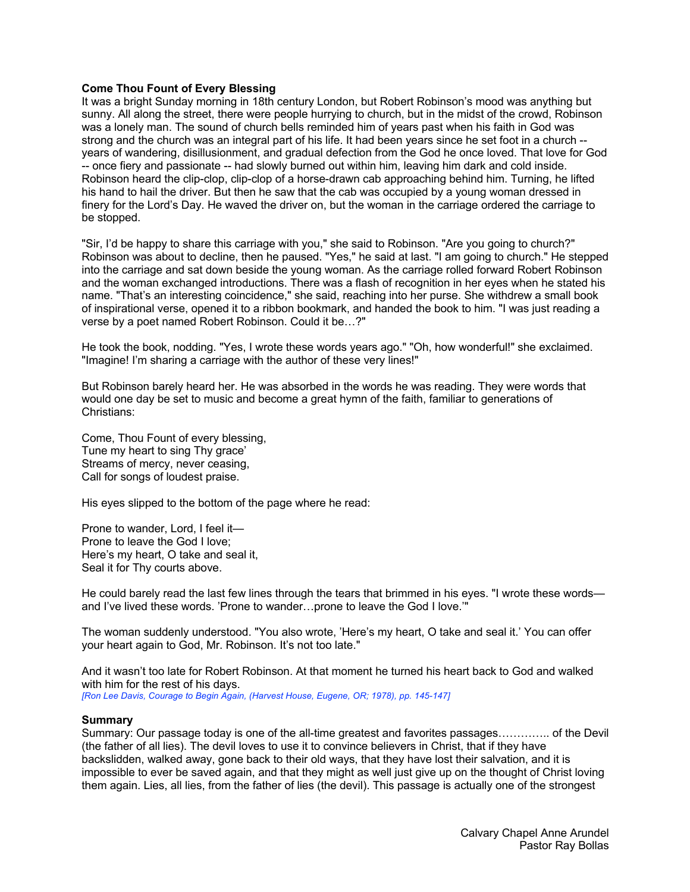**Come Thou Fount of Every Blessing**

It was a bright Sunday morning in 18th century London, but Robert Robinson's mood was anything but sunny. All along the street, there were people hurrying to church, but in the midst of the crowd, Robinson was a lonely man. The sound of church bells reminded him of years past when his faith in God was strong and the church was an integral part of his life. It had been years since he set foot in a church -- years of wandering, disillusionment, and gradual defection from the God he once loved. That love for God -- once fiery and passionate -- had slowly burned out within him, leaving him dark and cold inside. Robinson heard the clip-clop, clip-clop of a horse-drawn cab approaching behind him. Turning, he lifted his hand to hail the driver. But then he saw that the cab was occupied by a young woman dressed in finery for the Lord's Day. He waved the driver on, but the woman in the carriage ordered the carriage to be stopped.

"Sir, I'd be happy to share this carriage with you," she said to Robinson. "Are you going to church?" Robinson was about to decline, then he paused. "Yes," he said at last. "I am going to church." He stepped into the carriage and sat down beside the young woman. As the carriage rolled forward Robert Robinson and the woman exchanged introductions. There was a flash of recognition in her eyes when he stated his name. "That's an interesting coincidence," she said, reaching into her purse. She withdrew a small book of inspirational verse, opened it to a ribbon bookmark, and handed the book to him. "I was just reading a verse by a poet named Robert Robinson. Could it be…?"

He took the book, nodding. "Yes, I wrote these words years ago." "Oh, how wonderful!" she exclaimed. "Imagine! I'm sharing a carriage with the author of these very lines!"

But Robinson barely heard her. He was absorbed in the words he was reading. They were words that would one day be set to music and become a great hymn of the faith, familiar to generations of Christians:

Come, Thou Fount of every blessing,
Tune my heart to sing Thy grace'
Streams of mercy, never ceasing,
Call for songs of loudest praise.

His eyes slipped to the bottom of the page where he read:

Prone to wander, Lord, I feel it—
Prone to leave the God I love;
Here's my heart, O take and seal it,
Seal it for Thy courts above.

He could barely read the last few lines through the tears that brimmed in his eyes. "I wrote these words—and I've lived these words. 'Prone to wander…prone to leave the God I love.'"

The woman suddenly understood. "You also wrote, 'Here's my heart, O take and seal it.' You can offer your heart again to God, Mr. Robinson. It's not too late."

And it wasn't too late for Robert Robinson. At that moment he turned his heart back to God and walked with him for the rest of his days.
*[Ron Lee Davis, Courage to Begin Again, (Harvest House, Eugene, OR; 1978), pp. 145-147]*

**Summary**

Summary: Our passage today is one of the all-time greatest and favorites passages………….. of the Devil (the father of all lies). The devil loves to use it to convince believers in Christ, that if they have backslidden, walked away, gone back to their old ways, that they have lost their salvation, and it is impossible to ever be saved again, and that they might as well just give up on the thought of Christ loving them again. Lies, all lies, from the father of lies (the devil). This passage is actually one of the strongest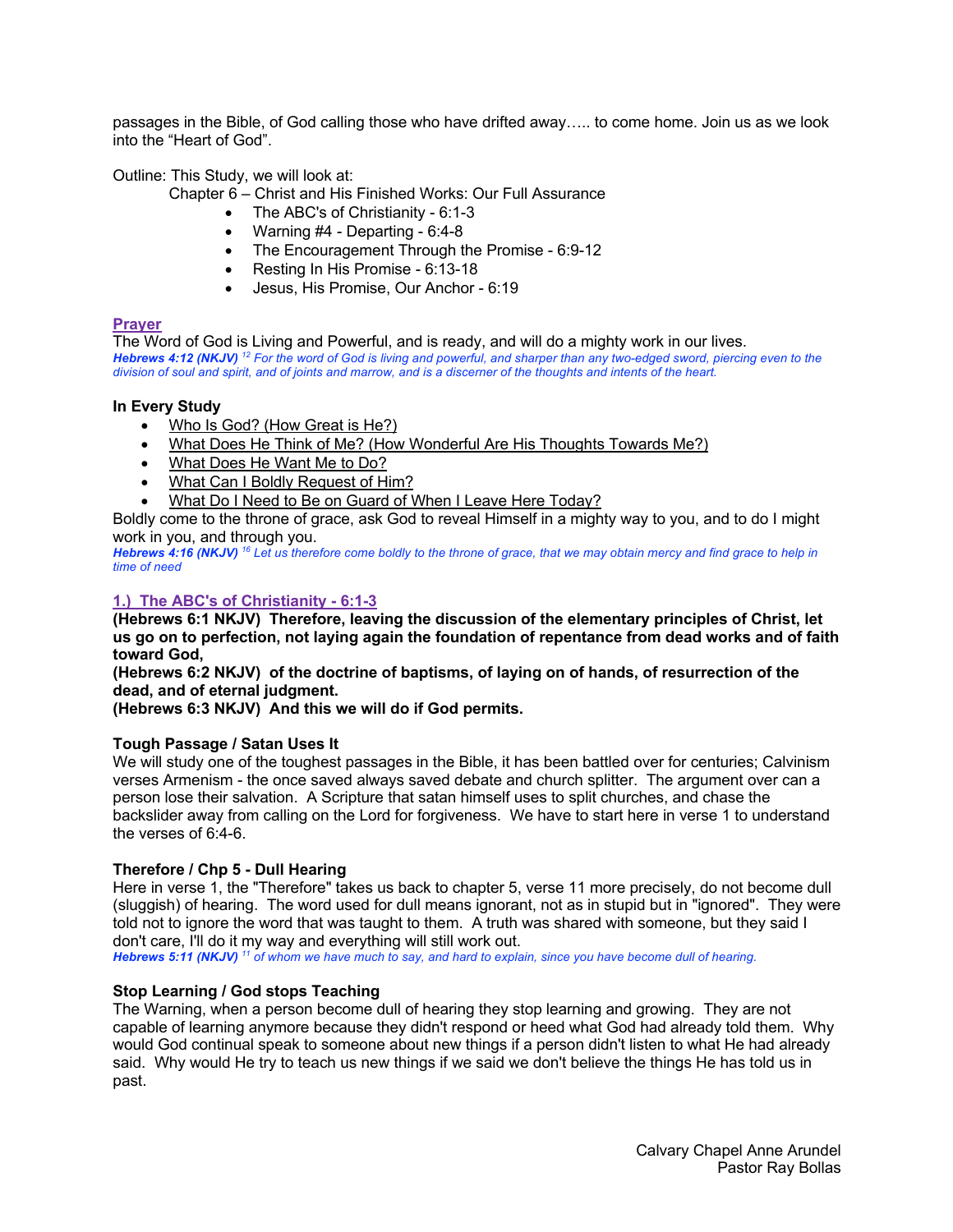passages in the Bible, of God calling those who have drifted away….. to come home. Join us as we look into the "Heart of God".

Outline: This Study, we will look at:

Chapter 6 – Christ and His Finished Works: Our Full Assurance

- The ABC's of Christianity - 6:1-3
- Warning #4 - Departing - 6:4-8
- The Encouragement Through the Promise - 6:9-12
- Resting In His Promise - 6:13-18
- Jesus, His Promise, Our Anchor - 6:19

## Prayer

The Word of God is Living and Powerful, and is ready, and will do a mighty work in our lives.

***Hebrews 4:12 (NKJV)*** *[12] For the word of God is living and powerful, and sharper than any two-edged sword, piercing even to the division of soul and spirit, and of joints and marrow, and is a discerner of the thoughts and intents of the heart.*

**In Every Study**

- Who Is God? (How Great is He?)
- What Does He Think of Me? (How Wonderful Are His Thoughts Towards Me?)
- What Does He Want Me to Do?
- What Can I Boldly Request of Him?
- What Do I Need to Be on Guard of When I Leave Here Today?

Boldly come to the throne of grace, ask God to reveal Himself in a mighty way to you, and to do I might work in you, and through you.

***Hebrews 4:16 (NKJV)*** *[16] Let us therefore come boldly to the throne of grace, that we may obtain mercy and find grace to help in time of need*

## 1.) The ABC's of Christianity - 6:1-3

**(Hebrews 6:1 NKJV) Therefore, leaving the discussion of the elementary principles of Christ, let us go on to perfection, not laying again the foundation of repentance from dead works and of faith toward God,**

**(Hebrews 6:2 NKJV) of the doctrine of baptisms, of laying on of hands, of resurrection of the dead, and of eternal judgment.**

**(Hebrews 6:3 NKJV) And this we will do if God permits.**

**Tough Passage / Satan Uses It**

We will study one of the toughest passages in the Bible, it has been battled over for centuries; Calvinism verses Armenism - the once saved always saved debate and church splitter. The argument over can a person lose their salvation. A Scripture that satan himself uses to split churches, and chase the backslider away from calling on the Lord for forgiveness. We have to start here in verse 1 to understand the verses of 6:4-6.

**Therefore / Chp 5 - Dull Hearing**

Here in verse 1, the "Therefore" takes us back to chapter 5, verse 11 more precisely, do not become dull (sluggish) of hearing. The word used for dull means ignorant, not as in stupid but in "ignored". They were told not to ignore the word that was taught to them. A truth was shared with someone, but they said I don't care, I'll do it my way and everything will still work out.

***Hebrews 5:11 (NKJV)*** *[11] of whom we have much to say, and hard to explain, since you have become dull of hearing.*

**Stop Learning / God stops Teaching**

The Warning, when a person become dull of hearing they stop learning and growing. They are not capable of learning anymore because they didn't respond or heed what God had already told them. Why would God continual speak to someone about new things if a person didn't listen to what He had already said. Why would He try to teach us new things if we said we don't believe the things He has told us in past.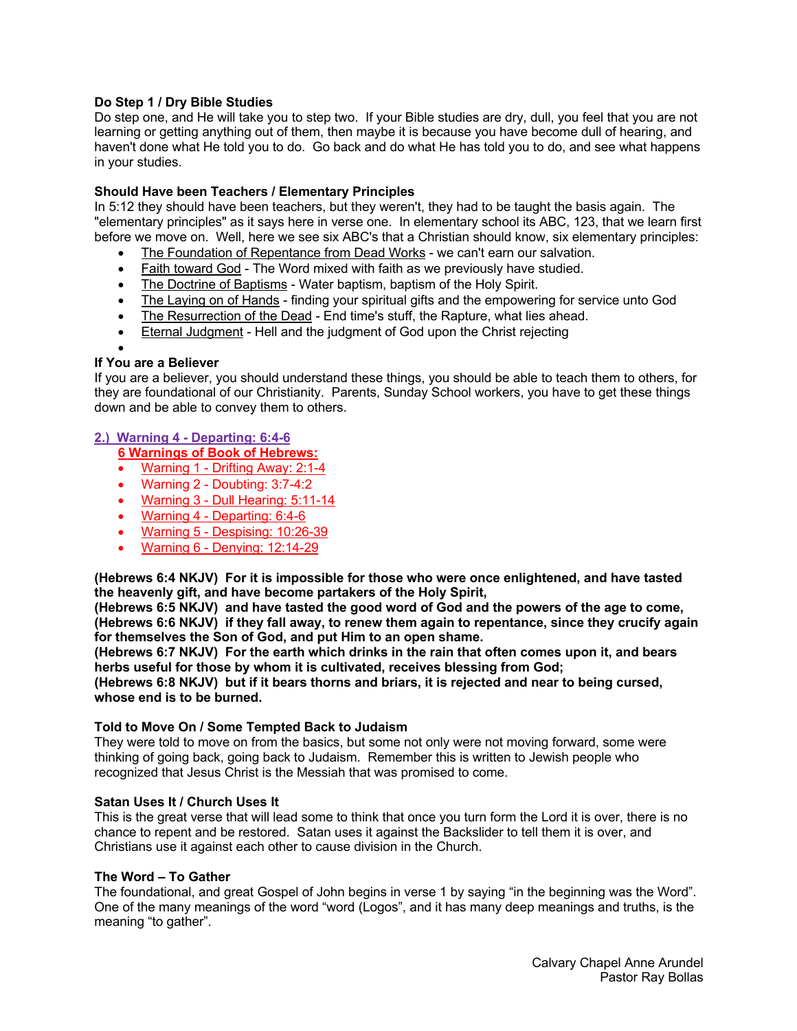**Do Step 1 / Dry Bible Studies**
Do step one, and He will take you to step two. If your Bible studies are dry, dull, you feel that you are not learning or getting anything out of them, then maybe it is because you have become dull of hearing, and haven't done what He told you to do. Go back and do what He has told you to do, and see what happens in your studies.

**Should Have been Teachers / Elementary Principles**
In 5:12 they should have been teachers, but they weren't, they had to be taught the basis again. The "elementary principles" as it says here in verse one. In elementary school its ABC, 123, that we learn first before we move on. Well, here we see six ABC's that a Christian should know, six elementary principles:

- The Foundation of Repentance from Dead Works - we can't earn our salvation.
- Faith toward God - The Word mixed with faith as we previously have studied.
- The Doctrine of Baptisms - Water baptism, baptism of the Holy Spirit.
- The Laying on of Hands - finding your spiritual gifts and the empowering for service unto God
- The Resurrection of the Dead - End time's stuff, the Rapture, what lies ahead.
- Eternal Judgment - Hell and the judgment of God upon the Christ rejecting

**If You are a Believer**
If you are a believer, you should understand these things, you should be able to teach them to others, for they are foundational of our Christianity. Parents, Sunday School workers, you have to get these things down and be able to convey them to others.

**2.) Warning 4 - Departing: 6:4-6**

**6 Warnings of Book of Hebrews:**

- Warning 1 - Drifting Away: 2:1-4
- Warning 2 - Doubting: 3:7-4:2
- Warning 3 - Dull Hearing: 5:11-14
- Warning 4 - Departing: 6:4-6
- Warning 5 - Despising: 10:26-39
- Warning 6 - Denying: 12:14-29

**(Hebrews 6:4 NKJV) For it is impossible for those who were once enlightened, and have tasted the heavenly gift, and have become partakers of the Holy Spirit,**
**(Hebrews 6:5 NKJV) and have tasted the good word of God and the powers of the age to come,**
**(Hebrews 6:6 NKJV) if they fall away, to renew them again to repentance, since they crucify again for themselves the Son of God, and put Him to an open shame.**
**(Hebrews 6:7 NKJV) For the earth which drinks in the rain that often comes upon it, and bears herbs useful for those by whom it is cultivated, receives blessing from God;**
**(Hebrews 6:8 NKJV) but if it bears thorns and briars, it is rejected and near to being cursed, whose end is to be burned.**

**Told to Move On / Some Tempted Back to Judaism**
They were told to move on from the basics, but some not only were not moving forward, some were thinking of going back, going back to Judaism. Remember this is written to Jewish people who recognized that Jesus Christ is the Messiah that was promised to come.

**Satan Uses It / Church Uses It**
This is the great verse that will lead some to think that once you turn form the Lord it is over, there is no chance to repent and be restored. Satan uses it against the Backslider to tell them it is over, and Christians use it against each other to cause division in the Church.

**The Word – To Gather**
The foundational, and great Gospel of John begins in verse 1 by saying "in the beginning was the Word". One of the many meanings of the word "word (Logos", and it has many deep meanings and truths, is the meaning "to gather".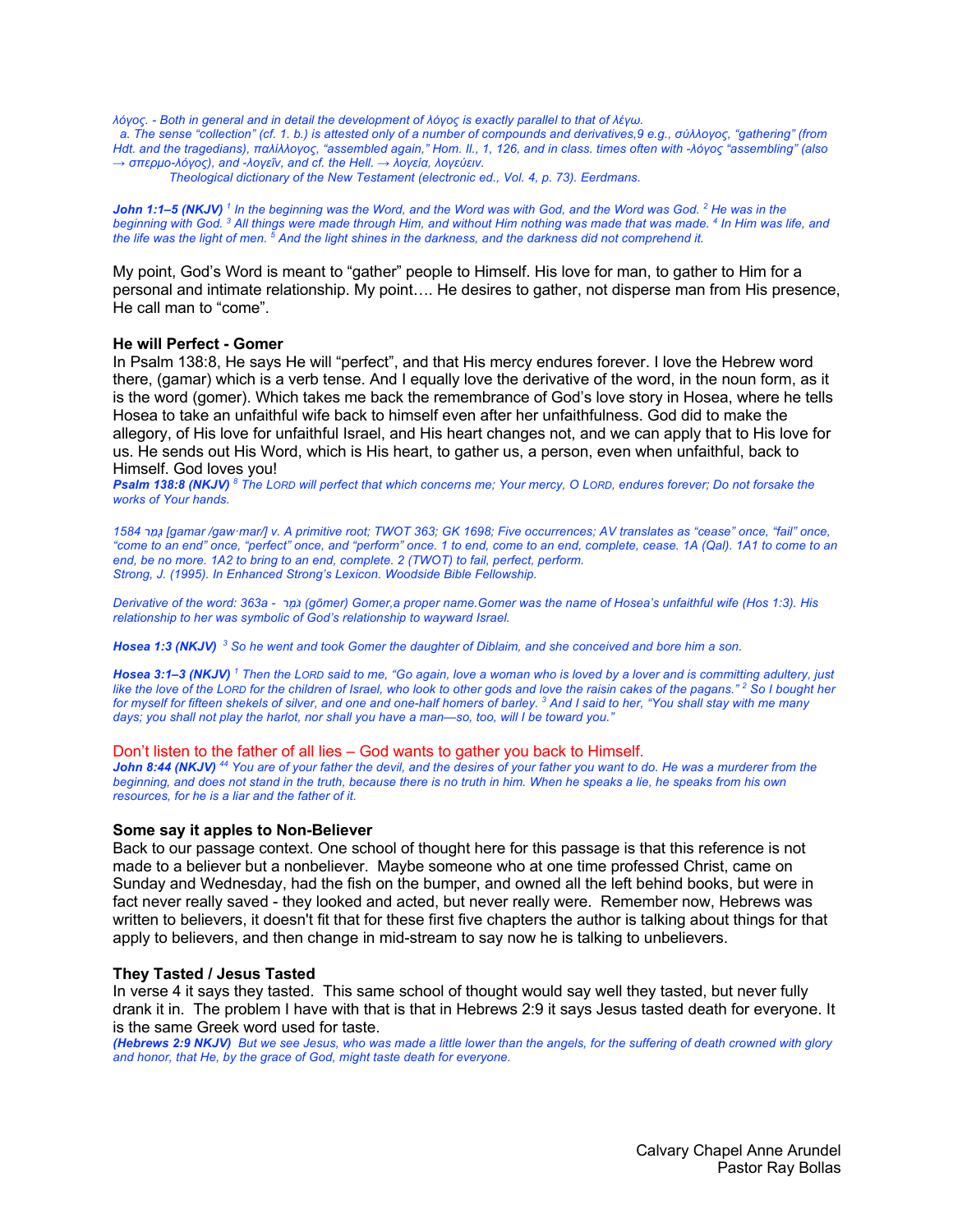*λόγος. - Both in general and in detail the development of λόγος is exactly parallel to that of λέγω.*
*a. The sense "collection" (cf. 1. b.) is attested only of a number of compounds and derivatives,9 e.g., σύλλογος, "gathering" (from Hdt. and the tragedians), παλίλλογος, "assembled again," Hom. Il., 1, 126, and in class. times often with -λόγος "assembling" (also → σπερμο-λόγος), and -λογεῖν, and cf. the Hell. → λογεία, λογεύειν.*
*Theological dictionary of the New Testament (electronic ed., Vol. 4, p. 73). Eerdmans.*

***John 1:1–5 (NKJV)*** *[1] In the beginning was the Word, and the Word was with God, and the Word was God. [2] He was in the beginning with God. [3] All things were made through Him, and without Him nothing was made that was made. [4] In Him was life, and the life was the light of men. [5] And the light shines in the darkness, and the darkness did not comprehend it.*

My point, God's Word is meant to "gather" people to Himself. His love for man, to gather to Him for a personal and intimate relationship. My point…. He desires to gather, not disperse man from His presence, He call man to "come".

**He will Perfect - Gomer**
In Psalm 138:8, He says He will "perfect", and that His mercy endures forever. I love the Hebrew word there, (gamar) which is a verb tense. And I equally love the derivative of the word, in the noun form, as it is the word (gomer). Which takes me back the remembrance of God's love story in Hosea, where he tells Hosea to take an unfaithful wife back to himself even after her unfaithfulness. God did to make the allegory, of His love for unfaithful Israel, and His heart changes not, and we can apply that to His love for us. He sends out His Word, which is His heart, to gather us, a person, even when unfaithful, back to Himself. God loves you!
***Psalm 138:8 (NKJV)*** *[8] The LORD will perfect that which concerns me; Your mercy, O LORD, endures forever; Do not forsake the works of Your hands.*

*1584 גָּמַר [gamar /gaw·mar/] v. A primitive root; TWOT 363; GK 1698; Five occurrences; AV translates as "cease" once, "fail" once, "come to an end" once, "perfect" once, and "perform" once. 1 to end, come to an end, complete, cease. 1A (Qal). 1A1 to come to an end, be no more. 1A2 to bring to an end, complete. 2 (TWOT) to fail, perfect, perform.*
*Strong, J. (1995). In Enhanced Strong's Lexicon. Woodside Bible Fellowship.*

*Derivative of the word: 363a - גֹּמֶר (gōmer) Gomer,a proper name.Gomer was the name of Hosea's unfaithful wife (Hos 1:3). His relationship to her was symbolic of God's relationship to wayward Israel.*

***Hosea 1:3 (NKJV)*** *[3] So he went and took Gomer the daughter of Diblaim, and she conceived and bore him a son.*

***Hosea 3:1–3 (NKJV)*** *[1] Then the LORD said to me, "Go again, love a woman who is loved by a lover and is committing adultery, just like the love of the LORD for the children of Israel, who look to other gods and love the raisin cakes of the pagans." [2] So I bought her for myself for fifteen shekels of silver, and one and one-half homers of barley. [3] And I said to her, "You shall stay with me many days; you shall not play the harlot, nor shall you have a man—so, too, will I be toward you."*

Don't listen to the father of all lies – God wants to gather you back to Himself.
***John 8:44 (NKJV)*** *[44] You are of your father the devil, and the desires of your father you want to do. He was a murderer from the beginning, and does not stand in the truth, because there is no truth in him. When he speaks a lie, he speaks from his own resources, for he is a liar and the father of it.*

**Some say it apples to Non-Believer**
Back to our passage context. One school of thought here for this passage is that this reference is not made to a believer but a nonbeliever. Maybe someone who at one time professed Christ, came on Sunday and Wednesday, had the fish on the bumper, and owned all the left behind books, but were in fact never really saved - they looked and acted, but never really were. Remember now, Hebrews was written to believers, it doesn't fit that for these first five chapters the author is talking about things for that apply to believers, and then change in mid-stream to say now he is talking to unbelievers.

**They Tasted / Jesus Tasted**
In verse 4 it says they tasted. This same school of thought would say well they tasted, but never fully drank it in. The problem I have with that is that in Hebrews 2:9 it says Jesus tasted death for everyone. It is the same Greek word used for taste.
***(Hebrews 2:9 NKJV)*** *But we see Jesus, who was made a little lower than the angels, for the suffering of death crowned with glory and honor, that He, by the grace of God, might taste death for everyone.*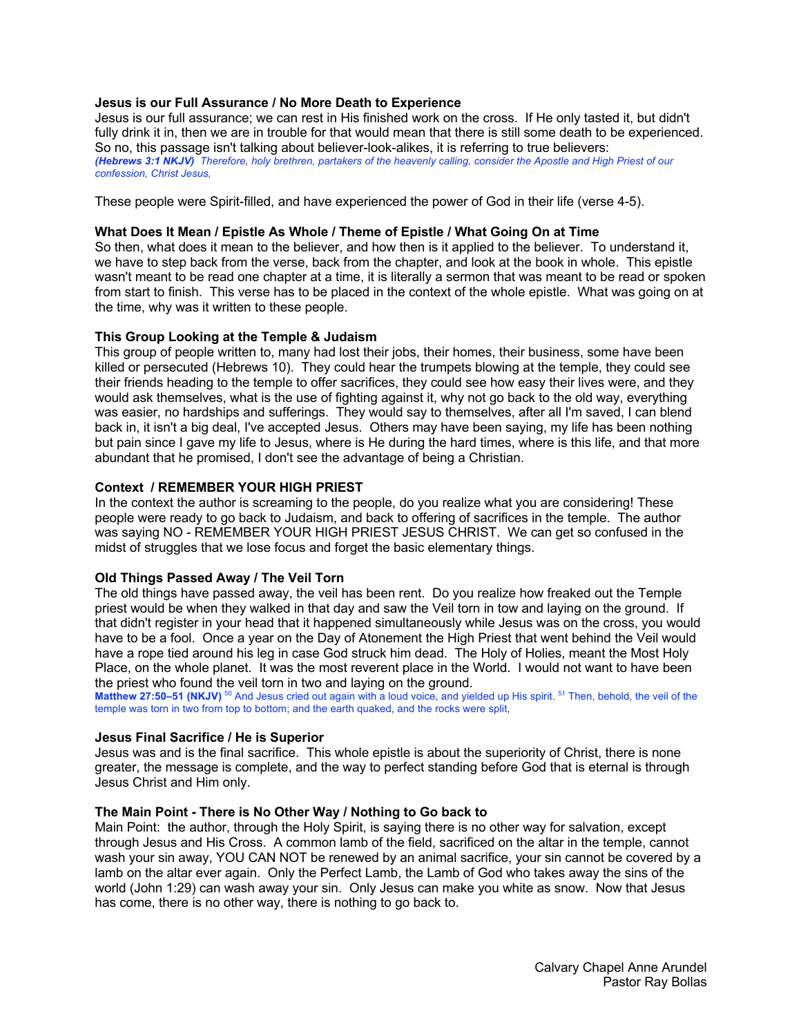**Jesus is our Full Assurance / No More Death to Experience**

Jesus is our full assurance; we can rest in His finished work on the cross. If He only tasted it, but didn't fully drink it in, then we are in trouble for that would mean that there is still some death to be experienced. So no, this passage isn't talking about believer-look-alikes, it is referring to true believers:

***(Hebrews 3:1 NKJV)*** *Therefore, holy brethren, partakers of the heavenly calling, consider the Apostle and High Priest of our confession, Christ Jesus,*

These people were Spirit-filled, and have experienced the power of God in their life (verse 4-5).

**What Does It Mean / Epistle As Whole / Theme of Epistle / What Going On at Time**

So then, what does it mean to the believer, and how then is it applied to the believer. To understand it, we have to step back from the verse, back from the chapter, and look at the book in whole. This epistle wasn't meant to be read one chapter at a time, it is literally a sermon that was meant to be read or spoken from start to finish. This verse has to be placed in the context of the whole epistle. What was going on at the time, why was it written to these people.

**This Group Looking at the Temple & Judaism**

This group of people written to, many had lost their jobs, their homes, their business, some have been killed or persecuted (Hebrews 10). They could hear the trumpets blowing at the temple, they could see their friends heading to the temple to offer sacrifices, they could see how easy their lives were, and they would ask themselves, what is the use of fighting against it, why not go back to the old way, everything was easier, no hardships and sufferings. They would say to themselves, after all I'm saved, I can blend back in, it isn't a big deal, I've accepted Jesus. Others may have been saying, my life has been nothing but pain since I gave my life to Jesus, where is He during the hard times, where is this life, and that more abundant that he promised, I don't see the advantage of being a Christian.

**Context / REMEMBER YOUR HIGH PRIEST**

In the context the author is screaming to the people, do you realize what you are considering! These people were ready to go back to Judaism, and back to offering of sacrifices in the temple. The author was saying NO - REMEMBER YOUR HIGH PRIEST JESUS CHRIST. We can get so confused in the midst of struggles that we lose focus and forget the basic elementary things.

**Old Things Passed Away / The Veil Torn**

The old things have passed away, the veil has been rent. Do you realize how freaked out the Temple priest would be when they walked in that day and saw the Veil torn in tow and laying on the ground. If that didn't register in your head that it happened simultaneously while Jesus was on the cross, you would have to be a fool. Once a year on the Day of Atonement the High Priest that went behind the Veil would have a rope tied around his leg in case God struck him dead. The Holy of Holies, meant the Most Holy Place, on the whole planet. It was the most reverent place in the World. I would not want to have been the priest who found the veil torn in two and laying on the ground.

**Matthew 27:50–51 (NKJV)** [50] And Jesus cried out again with a loud voice, and yielded up His spirit. [51] Then, behold, the veil of the temple was torn in two from top to bottom; and the earth quaked, and the rocks were split,

**Jesus Final Sacrifice / He is Superior**

Jesus was and is the final sacrifice. This whole epistle is about the superiority of Christ, there is none greater, the message is complete, and the way to perfect standing before God that is eternal is through Jesus Christ and Him only.

**The Main Point - There is No Other Way / Nothing to Go back to**

Main Point: the author, through the Holy Spirit, is saying there is no other way for salvation, except through Jesus and His Cross. A common lamb of the field, sacrificed on the altar in the temple, cannot wash your sin away, YOU CAN NOT be renewed by an animal sacrifice, your sin cannot be covered by a lamb on the altar ever again. Only the Perfect Lamb, the Lamb of God who takes away the sins of the world (John 1:29) can wash away your sin. Only Jesus can make you white as snow. Now that Jesus has come, there is no other way, there is nothing to go back to.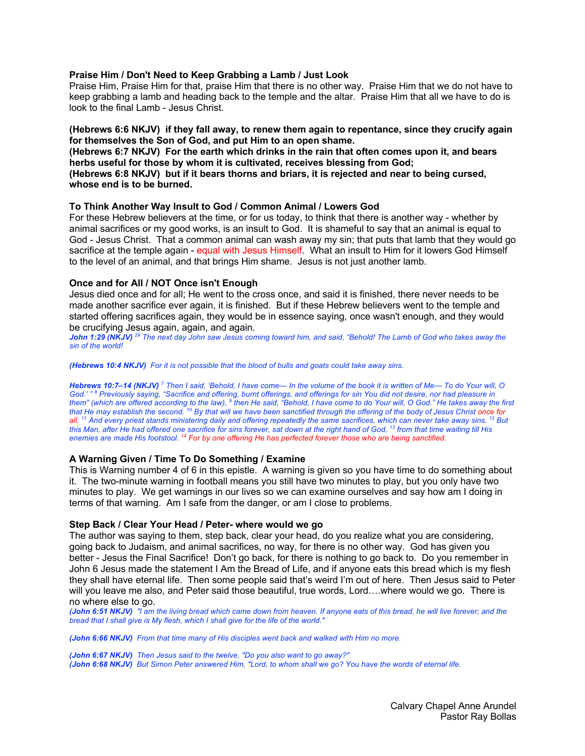**Praise Him / Don't Need to Keep Grabbing a Lamb / Just Look**

Praise Him, Praise Him for that, praise Him that there is no other way. Praise Him that we do not have to keep grabbing a lamb and heading back to the temple and the altar. Praise Him that all we have to do is look to the final Lamb - Jesus Christ.

**(Hebrews 6:6 NKJV) if they fall away, to renew them again to repentance, since they crucify again for themselves the Son of God, and put Him to an open shame.**
**(Hebrews 6:7 NKJV) For the earth which drinks in the rain that often comes upon it, and bears herbs useful for those by whom it is cultivated, receives blessing from God;**
**(Hebrews 6:8 NKJV) but if it bears thorns and briars, it is rejected and near to being cursed, whose end is to be burned.**

**To Think Another Way Insult to God / Common Animal / Lowers God**

For these Hebrew believers at the time, or for us today, to think that there is another way - whether by animal sacrifices or my good works, is an insult to God. It is shameful to say that an animal is equal to God - Jesus Christ. That a common animal can wash away my sin; that puts that lamb that they would go sacrifice at the temple again - equal with Jesus Himself. What an insult to Him for it lowers God Himself to the level of an animal, and that brings Him shame. Jesus is not just another lamb.

**Once and for All / NOT Once isn't Enough**

Jesus died once and for all; He went to the cross once, and said it is finished, there never needs to be made another sacrifice ever again, it is finished. But if these Hebrew believers went to the temple and started offering sacrifices again, they would be in essence saying, once wasn't enough, and they would be crucifying Jesus again, again, and again.

***John 1:29 (NKJV)*** *[29] The next day John saw Jesus coming toward him, and said, "Behold! The Lamb of God who takes away the sin of the world!*

***(Hebrews 10:4 NKJV)*** *For it is not possible that the blood of bulls and goats could take away sins.*

***Hebrews 10:7–14 (NKJV)*** *[7] Then I said, 'Behold, I have come— In the volume of the book it is written of Me— To do Your will, O God.' " [8] Previously saying, "Sacrifice and offering, burnt offerings, and offerings for sin You did not desire, nor had pleasure in them" (which are offered according to the law), [9] then He said, "Behold, I have come to do Your will, O God." He takes away the first that He may establish the second. [10] By that will we have been sanctified through the offering of the body of Jesus Christ once for all. [11] And every priest stands ministering daily and offering repeatedly the same sacrifices, which can never take away sins. [12] But this Man, after He had offered one sacrifice for sins forever, sat down at the right hand of God, [13] from that time waiting till His enemies are made His footstool. [14] For by one offering He has perfected forever those who are being sanctified.*

**A Warning Given / Time To Do Something / Examine**

This is Warning number 4 of 6 in this epistle. A warning is given so you have time to do something about it. The two-minute warning in football means you still have two minutes to play, but you only have two minutes to play. We get warnings in our lives so we can examine ourselves and say how am I doing in terms of that warning. Am I safe from the danger, or am I close to problems.

**Step Back / Clear Your Head / Peter- where would we go**

The author was saying to them, step back, clear your head, do you realize what you are considering, going back to Judaism, and animal sacrifices, no way, for there is no other way. God has given you better - Jesus the Final Sacrifice! Don't go back, for there is nothing to go back to. Do you remember in John 6 Jesus made the statement I Am the Bread of Life, and if anyone eats this bread which is my flesh they shall have eternal life. Then some people said that's weird I'm out of here. Then Jesus said to Peter will you leave me also, and Peter said those beautiful, true words, Lord….where would we go. There is no where else to go.

***(John 6:51 NKJV)*** *"I am the living bread which came down from heaven. If anyone eats of this bread, he will live forever; and the bread that I shall give is My flesh, which I shall give for the life of the world."*

***(John 6:66 NKJV)*** *From that time many of His disciples went back and walked with Him no more.*

***(John 6:67 NKJV)*** *Then Jesus said to the twelve, "Do you also want to go away?"*
***(John 6:68 NKJV)*** *But Simon Peter answered Him, "Lord, to whom shall we go? You have the words of eternal life.*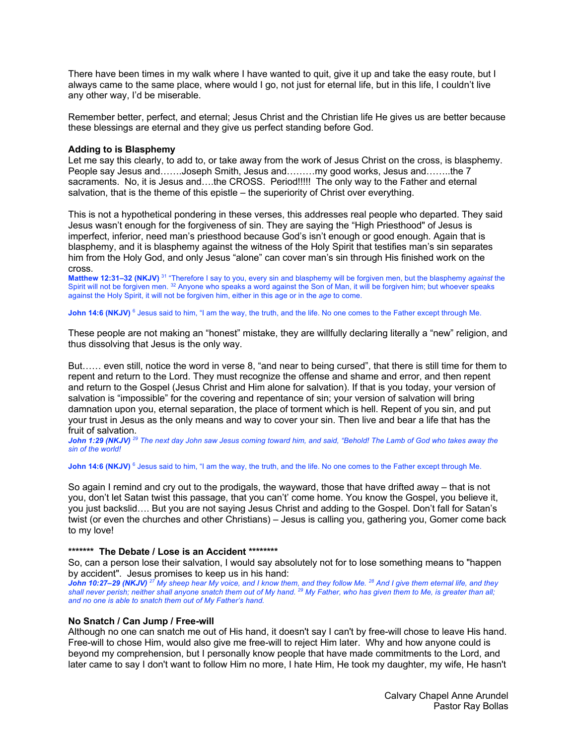There have been times in my walk where I have wanted to quit, give it up and take the easy route, but I always came to the same place, where would I go, not just for eternal life, but in this life, I couldn't live any other way, I'd be miserable.

Remember better, perfect, and eternal; Jesus Christ and the Christian life He gives us are better because these blessings are eternal and they give us perfect standing before God.

**Adding to is Blasphemy**

Let me say this clearly, to add to, or take away from the work of Jesus Christ on the cross, is blasphemy. People say Jesus and…….Joseph Smith, Jesus and………my good works, Jesus and……..the 7 sacraments. No, it is Jesus and….the CROSS. Period!!!!! The only way to the Father and eternal salvation, that is the theme of this epistle – the superiority of Christ over everything.

This is not a hypothetical pondering in these verses, this addresses real people who departed. They said Jesus wasn't enough for the forgiveness of sin. They are saying the "High Priesthood" of Jesus is imperfect, inferior, need man's priesthood because God's isn't enough or good enough. Again that is blasphemy, and it is blasphemy against the witness of the Holy Spirit that testifies man's sin separates him from the Holy God, and only Jesus "alone" can cover man's sin through His finished work on the cross.

**Matthew 12:31–32 (NKJV)** [31] "Therefore I say to you, every sin and blasphemy will be forgiven men, but the blasphemy *against* the Spirit will not be forgiven men. [32] Anyone who speaks a word against the Son of Man, it will be forgiven him; but whoever speaks against the Holy Spirit, it will not be forgiven him, either in this age or in the *age* to come.

**John 14:6 (NKJV)** [6] Jesus said to him, "I am the way, the truth, and the life. No one comes to the Father except through Me.

These people are not making an "honest" mistake, they are willfully declaring literally a "new" religion, and thus dissolving that Jesus is the only way.

But…… even still, notice the word in verse 8, "and near to being cursed", that there is still time for them to repent and return to the Lord. They must recognize the offense and shame and error, and then repent and return to the Gospel (Jesus Christ and Him alone for salvation). If that is you today, your version of salvation is "impossible" for the covering and repentance of sin; your version of salvation will bring damnation upon you, eternal separation, the place of torment which is hell. Repent of you sin, and put your trust in Jesus as the only means and way to cover your sin. Then live and bear a life that has the fruit of salvation.

***John 1:29 (NKJV)*** *[29] The next day John saw Jesus coming toward him, and said, "Behold! The Lamb of God who takes away the sin of the world!*

**John 14:6 (NKJV)** [6] Jesus said to him, "I am the way, the truth, and the life. No one comes to the Father except through Me.

So again I remind and cry out to the prodigals, the wayward, those that have drifted away – that is not you, don't let Satan twist this passage, that you can't' come home. You know the Gospel, you believe it, you just backslid…. But you are not saying Jesus Christ and adding to the Gospel. Don't fall for Satan's twist (or even the churches and other Christians) – Jesus is calling you, gathering you, Gomer come back to my love!

**\*\*\*\*\*\*\* The Debate / Lose is an Accident \*\*\*\*\*\*\*\***

So, can a person lose their salvation, I would say absolutely not for to lose something means to "happen by accident". Jesus promises to keep us in his hand:

***John 10:27–29 (NKJV)*** *[27] My sheep hear My voice, and I know them, and they follow Me. [28] And I give them eternal life, and they shall never perish; neither shall anyone snatch them out of My hand. [29] My Father, who has given them to Me, is greater than all; and no one is able to snatch them out of My Father's hand.*

**No Snatch / Can Jump / Free-will**

Although no one can snatch me out of His hand, it doesn't say I can't by free-will chose to leave His hand. Free-will to chose Him, would also give me free-will to reject Him later. Why and how anyone could is beyond my comprehension, but I personally know people that have made commitments to the Lord, and later came to say I don't want to follow Him no more, I hate Him, He took my daughter, my wife, He hasn't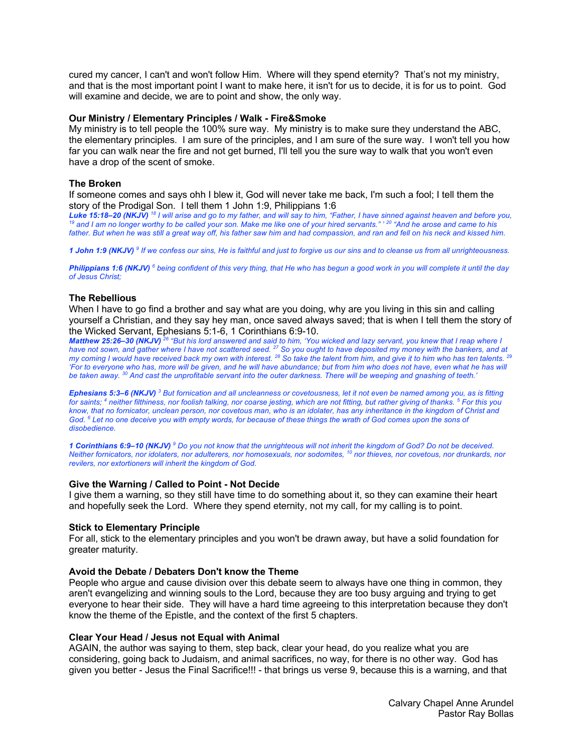cured my cancer, I can't and won't follow Him. Where will they spend eternity? That's not my ministry, and that is the most important point I want to make here, it isn't for us to decide, it is for us to point. God will examine and decide, we are to point and show, the only way.

### Our Ministry / Elementary Principles / Walk - Fire&Smoke

My ministry is to tell people the 100% sure way. My ministry is to make sure they understand the ABC, the elementary principles. I am sure of the principles, and I am sure of the sure way. I won't tell you how far you can walk near the fire and not get burned, I'll tell you the sure way to walk that you won't even have a drop of the scent of smoke.

### The Broken

If someone comes and says ohh I blew it, God will never take me back, I'm such a fool; I tell them the story of the Prodigal Son. I tell them 1 John 1:9, Philippians 1:6

***Luke 15:18–20 (NKJV)*** *[18] I will arise and go to my father, and will say to him, "Father, I have sinned against heaven and before you, [19] and I am no longer worthy to be called your son. Make me like one of your hired servants." ' [20] "And he arose and came to his father. But when he was still a great way off, his father saw him and had compassion, and ran and fell on his neck and kissed him.*

***1 John 1:9 (NKJV)*** *[9] If we confess our sins, He is faithful and just to forgive us our sins and to cleanse us from all unrighteousness.*

***Philippians 1:6 (NKJV)*** *[6] being confident of this very thing, that He who has begun a good work in you will complete it until the day of Jesus Christ;*

### The Rebellious

When I have to go find a brother and say what are you doing, why are you living in this sin and calling yourself a Christian, and they say hey man, once saved always saved; that is when I tell them the story of the Wicked Servant, Ephesians 5:1-6, 1 Corinthians 6:9-10.

***Matthew 25:26–30 (NKJV)*** *[26] "But his lord answered and said to him, 'You wicked and lazy servant, you knew that I reap where I have not sown, and gather where I have not scattered seed. [27] So you ought to have deposited my money with the bankers, and at my coming I would have received back my own with interest. [28] So take the talent from him, and give it to him who has ten talents. [29] 'For to everyone who has, more will be given, and he will have abundance; but from him who does not have, even what he has will be taken away. [30] And cast the unprofitable servant into the outer darkness. There will be weeping and gnashing of teeth.'*

***Ephesians 5:3–6 (NKJV)*** *[3] But fornication and all uncleanness or covetousness, let it not even be named among you, as is fitting for saints; [4] neither filthiness, nor foolish talking, nor coarse jesting, which are not fitting, but rather giving of thanks. [5] For this you know, that no fornicator, unclean person, nor covetous man, who is an idolater, has any inheritance in the kingdom of Christ and God. [6] Let no one deceive you with empty words, for because of these things the wrath of God comes upon the sons of disobedience.*

***1 Corinthians 6:9–10 (NKJV)*** *[9] Do you not know that the unrighteous will not inherit the kingdom of God? Do not be deceived. Neither fornicators, nor idolaters, nor adulterers, nor homosexuals, nor sodomites, [10] nor thieves, nor covetous, nor drunkards, nor revilers, nor extortioners will inherit the kingdom of God.*

### Give the Warning / Called to Point - Not Decide

I give them a warning, so they still have time to do something about it, so they can examine their heart and hopefully seek the Lord. Where they spend eternity, not my call, for my calling is to point.

### Stick to Elementary Principle

For all, stick to the elementary principles and you won't be drawn away, but have a solid foundation for greater maturity.

### Avoid the Debate / Debaters Don't know the Theme

People who argue and cause division over this debate seem to always have one thing in common, they aren't evangelizing and winning souls to the Lord, because they are too busy arguing and trying to get everyone to hear their side. They will have a hard time agreeing to this interpretation because they don't know the theme of the Epistle, and the context of the first 5 chapters.

### Clear Your Head / Jesus not Equal with Animal

AGAIN, the author was saying to them, step back, clear your head, do you realize what you are considering, going back to Judaism, and animal sacrifices, no way, for there is no other way. God has given you better - Jesus the Final Sacrifice!!! - that brings us verse 9, because this is a warning, and that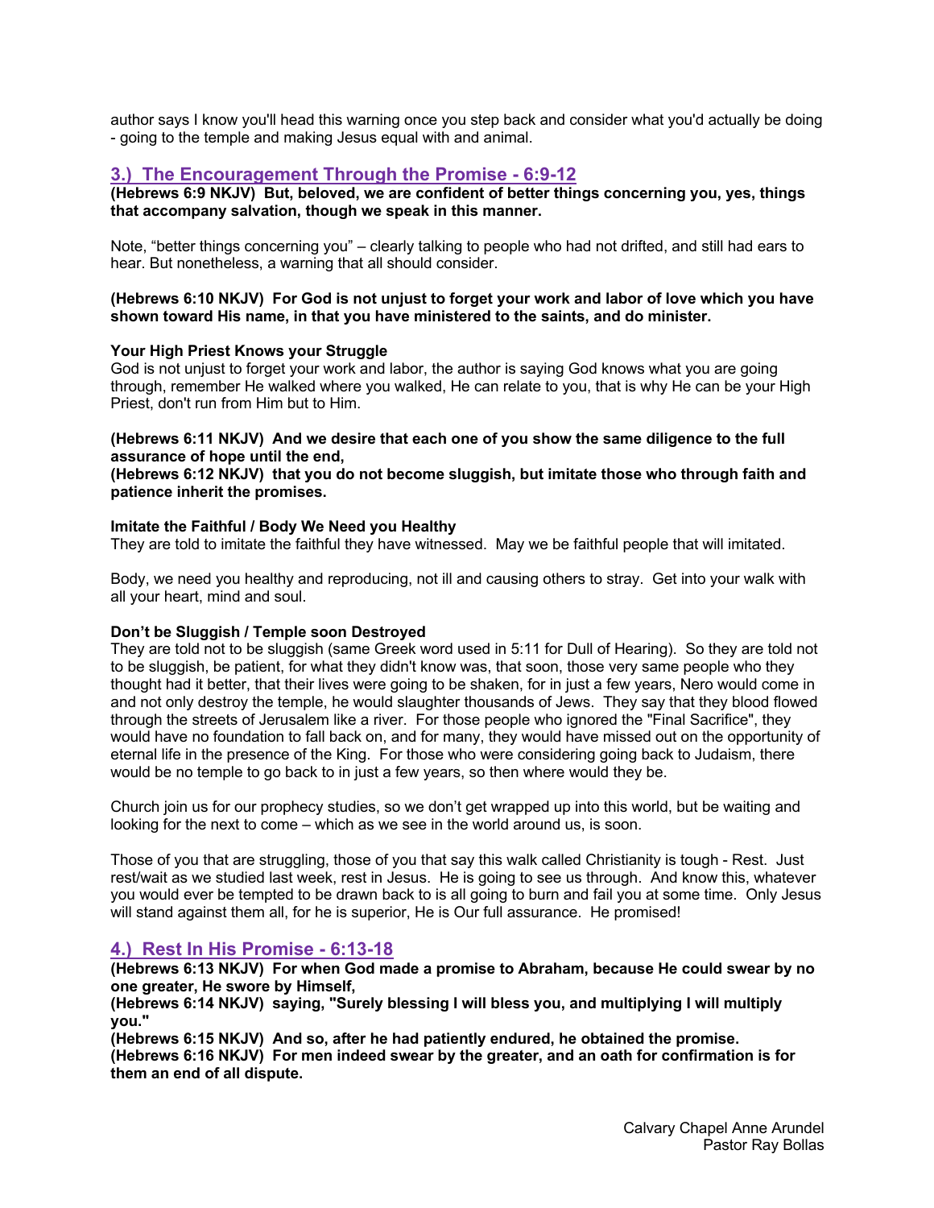author says I know you'll head this warning once you step back and consider what you'd actually be doing - going to the temple and making Jesus equal with and animal.

## 3.) The Encouragement Through the Promise - 6:9-12

**(Hebrews 6:9 NKJV) But, beloved, we are confident of better things concerning you, yes, things that accompany salvation, though we speak in this manner.**

Note, "better things concerning you" – clearly talking to people who had not drifted, and still had ears to hear. But nonetheless, a warning that all should consider.

**(Hebrews 6:10 NKJV) For God is not unjust to forget your work and labor of love which you have shown toward His name, in that you have ministered to the saints, and do minister.**

**Your High Priest Knows your Struggle**
God is not unjust to forget your work and labor, the author is saying God knows what you are going through, remember He walked where you walked, He can relate to you, that is why He can be your High Priest, don't run from Him but to Him.

**(Hebrews 6:11 NKJV) And we desire that each one of you show the same diligence to the full assurance of hope until the end,**
**(Hebrews 6:12 NKJV) that you do not become sluggish, but imitate those who through faith and patience inherit the promises.**

**Imitate the Faithful / Body We Need you Healthy**
They are told to imitate the faithful they have witnessed. May we be faithful people that will imitated.

Body, we need you healthy and reproducing, not ill and causing others to stray. Get into your walk with all your heart, mind and soul.

**Don't be Sluggish / Temple soon Destroyed**
They are told not to be sluggish (same Greek word used in 5:11 for Dull of Hearing). So they are told not to be sluggish, be patient, for what they didn't know was, that soon, those very same people who they thought had it better, that their lives were going to be shaken, for in just a few years, Nero would come in and not only destroy the temple, he would slaughter thousands of Jews. They say that they blood flowed through the streets of Jerusalem like a river. For those people who ignored the "Final Sacrifice", they would have no foundation to fall back on, and for many, they would have missed out on the opportunity of eternal life in the presence of the King. For those who were considering going back to Judaism, there would be no temple to go back to in just a few years, so then where would they be.

Church join us for our prophecy studies, so we don't get wrapped up into this world, but be waiting and looking for the next to come – which as we see in the world around us, is soon.

Those of you that are struggling, those of you that say this walk called Christianity is tough - Rest. Just rest/wait as we studied last week, rest in Jesus. He is going to see us through. And know this, whatever you would ever be tempted to be drawn back to is all going to burn and fail you at some time. Only Jesus will stand against them all, for he is superior, He is Our full assurance. He promised!

## 4.) Rest In His Promise - 6:13-18

**(Hebrews 6:13 NKJV) For when God made a promise to Abraham, because He could swear by no one greater, He swore by Himself,**
**(Hebrews 6:14 NKJV) saying, "Surely blessing I will bless you, and multiplying I will multiply you."**
**(Hebrews 6:15 NKJV) And so, after he had patiently endured, he obtained the promise.**
**(Hebrews 6:16 NKJV) For men indeed swear by the greater, and an oath for confirmation is for them an end of all dispute.**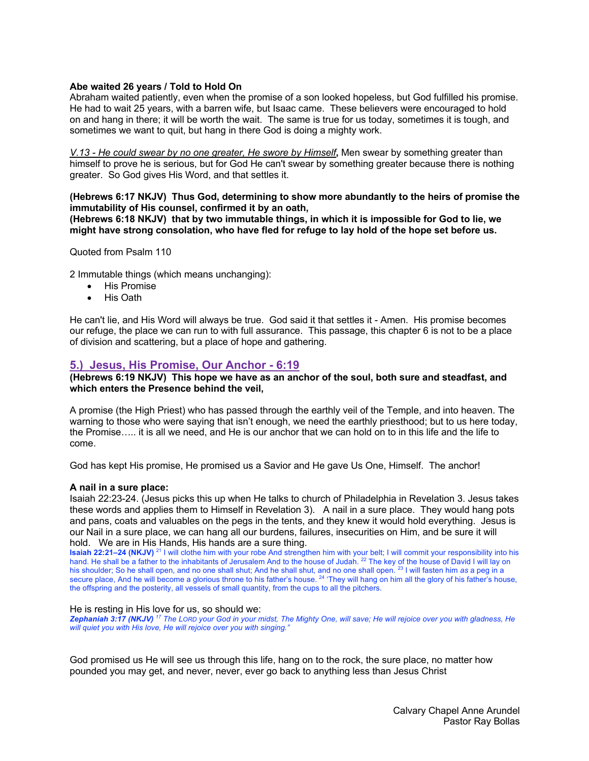**Abe waited 26 years / Told to Hold On**
Abraham waited patiently, even when the promise of a son looked hopeless, but God fulfilled his promise. He had to wait 25 years, with a barren wife, but Isaac came. These believers were encouraged to hold on and hang in there; it will be worth the wait. The same is true for us today, sometimes it is tough, and sometimes we want to quit, but hang in there God is doing a mighty work.

_V.13 - He could swear by no one greater, He swore by Himself_**,** Men swear by something greater than himself to prove he is serious, but for God He can't swear by something greater because there is nothing greater. So God gives His Word, and that settles it.

**(Hebrews 6:17 NKJV) Thus God, determining to show more abundantly to the heirs of promise the immutability of His counsel, confirmed it by an oath,**
**(Hebrews 6:18 NKJV) that by two immutable things, in which it is impossible for God to lie, we might have strong consolation, who have fled for refuge to lay hold of the hope set before us.**

Quoted from Psalm 110

2 Immutable things (which means unchanging):

- His Promise
- His Oath

He can't lie, and His Word will always be true. God said it that settles it - Amen. His promise becomes our refuge, the place we can run to with full assurance. This passage, this chapter 6 is not to be a place of division and scattering, but a place of hope and gathering.

## 5.) Jesus, His Promise, Our Anchor - 6:19

**(Hebrews 6:19 NKJV) This hope we have as an anchor of the soul, both sure and steadfast, and which enters the Presence behind the veil,**

A promise (the High Priest) who has passed through the earthly veil of the Temple, and into heaven. The warning to those who were saying that isn't enough, we need the earthly priesthood; but to us here today, the Promise….. it is all we need, and He is our anchor that we can hold on to in this life and the life to come.

God has kept His promise, He promised us a Savior and He gave Us One, Himself. The anchor!

**A nail in a sure place:**
Isaiah 22:23-24. (Jesus picks this up when He talks to church of Philadelphia in Revelation 3. Jesus takes these words and applies them to Himself in Revelation 3). A nail in a sure place. They would hang pots and pans, coats and valuables on the pegs in the tents, and they knew it would hold everything. Jesus is our Nail in a sure place, we can hang all our burdens, failures, insecurities on Him, and be sure it will hold. We are in His Hands, His hands are a sure thing.
**Isaiah 22:21–24 (NKJV)** [21] I will clothe him with your robe And strengthen him with your belt; I will commit your responsibility into his hand. He shall be a father to the inhabitants of Jerusalem And to the house of Judah. [22] The key of the house of David I will lay on his shoulder; So he shall open, and no one shall shut; And he shall shut, and no one shall open. [23] I will fasten him *as* a peg in a secure place, And he will become a glorious throne to his father's house. [24] 'They will hang on him all the glory of his father's house, the offspring and the posterity, all vessels of small quantity, from the cups to all the pitchers.

He is resting in His love for us, so should we:
***Zephaniah 3:17 (NKJV)*** *[17] The LORD your God in your midst, The Mighty One, will save; He will rejoice over you with gladness, He will quiet you with His love, He will rejoice over you with singing."*

God promised us He will see us through this life, hang on to the rock, the sure place, no matter how pounded you may get, and never, never, ever go back to anything less than Jesus Christ

Calvary Chapel Anne Arundel
Pastor Ray Bollas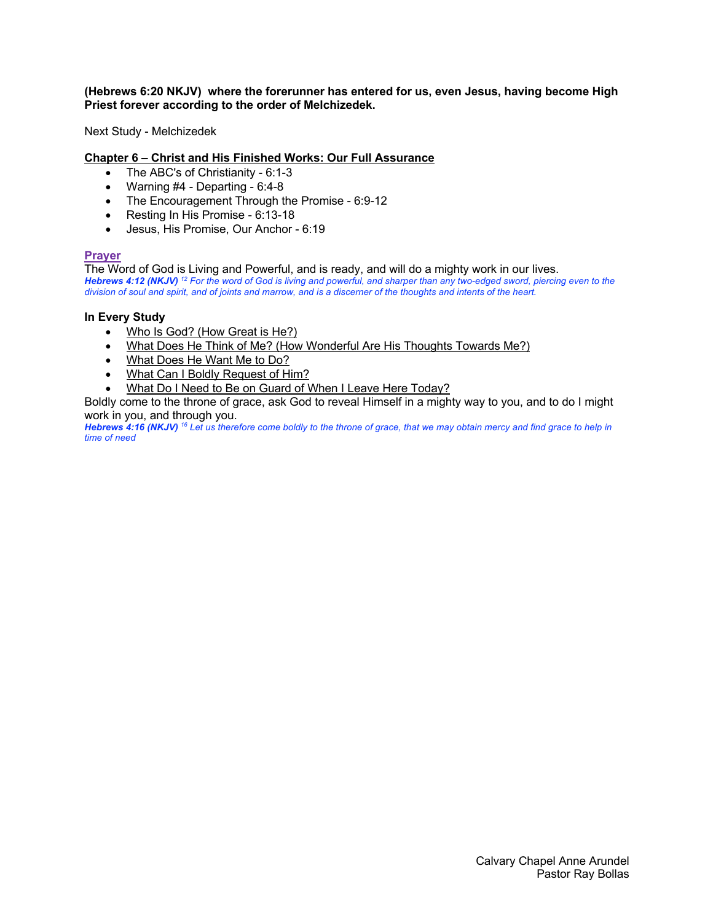**(Hebrews 6:20 NKJV) where the forerunner has entered for us, even Jesus, having become High Priest forever according to the order of Melchizedek.**

Next Study - Melchizedek

**Chapter 6 – Christ and His Finished Works: Our Full Assurance**

- The ABC's of Christianity - 6:1-3
- Warning #4 - Departing - 6:4-8
- The Encouragement Through the Promise - 6:9-12
- Resting In His Promise - 6:13-18
- Jesus, His Promise, Our Anchor - 6:19

**Prayer**

The Word of God is Living and Powerful, and is ready, and will do a mighty work in our lives.
***Hebrews 4:12 (NKJV)*** *[12] For the word of God is living and powerful, and sharper than any two-edged sword, piercing even to the division of soul and spirit, and of joints and marrow, and is a discerner of the thoughts and intents of the heart.*

**In Every Study**

- Who Is God? (How Great is He?)
- What Does He Think of Me? (How Wonderful Are His Thoughts Towards Me?)
- What Does He Want Me to Do?
- What Can I Boldly Request of Him?
- What Do I Need to Be on Guard of When I Leave Here Today?

Boldly come to the throne of grace, ask God to reveal Himself in a mighty way to you, and to do I might work in you, and through you.
***Hebrews 4:16 (NKJV)*** *[16] Let us therefore come boldly to the throne of grace, that we may obtain mercy and find grace to help in time of need*

Calvary Chapel Anne Arundel
Pastor Ray Bollas